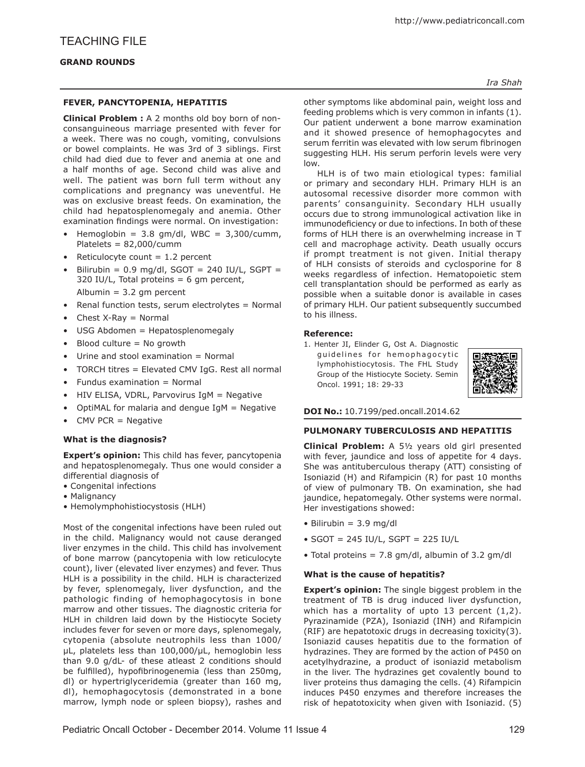# TEACHING FILE

## GRAND ROUNDS

*Ira Shah*

### FEVER, PANCYTOPENIA, HEPATITIS

**Clinical Problem :** A 2 months old boy born of non-consanguineous marriage presented with fever for a week. There was no cough, vomiting, convulsions or bowel complaints. He was 3rd of 3 siblings. First child had died due to fever and anemia at one and a half months of age. Second child was alive and well. The patient was born full term without any complications and pregnancy was uneventful. He was on exclusive breast feeds. On examination, the child had hepatosplenomegaly and anemia. Other examination findings were normal. On investigation:

- Hemoglobin = 3.8 gm/dl, WBC = 3,300/cumm, Platelets = 82,000/cumm
- Reticulocyte count = 1.2 percent
- Bilirubin = 0.9 mg/dl, SGOT = 240 IU/L, SGPT = 320 IU/L, Total proteins = 6 gm percent, Albumin = 3.2 gm percent
- Renal function tests, serum electrolytes = Normal
- Chest X-Ray = Normal
- USG Abdomen = Hepatosplenomegaly
- Blood culture = No growth
- Urine and stool examination = Normal
- TORCH titres = Elevated CMV IgG. Rest all normal
- Fundus examination = Normal
- HIV ELISA, VDRL, Parvovirus IgM = Negative
- OptiMAL for malaria and dengue IgM = Negative
- CMV PCR = Negative

**What is the diagnosis?**

**Expert's opinion:** This child has fever, pancytopenia and hepatosplenomegaly. Thus one would consider a differential diagnosis of

- Congenital infections
- Malignancy
- Hemolymphohistiocystosis (HLH)

Most of the congenital infections have been ruled out in the child. Malignancy would not cause deranged liver enzymes in the child. This child has involvement of bone marrow (pancytopenia with low reticulocyte count), liver (elevated liver enzymes) and fever. Thus HLH is a possibility in the child. HLH is characterized by fever, splenomegaly, liver dysfunction, and the pathologic finding of hemophagocytosis in bone marrow and other tissues. The diagnostic criteria for HLH in children laid down by the Histiocyte Society includes fever for seven or more days, splenomegaly, cytopenia (absolute neutrophils less than 1000/µL, platelets less than 100,000/µL, hemoglobin less than 9.0 g/dL- of these atleast 2 conditions should be fulfilled), hypofibrinogenemia (less than 250mg, dl) or hypertriglyceridemia (greater than 160 mg, dl), hemophagocytosis (demonstrated in a bone marrow, lymph node or spleen biopsy), rashes and other symptoms like abdominal pain, weight loss and feeding problems which is very common in infants (1). Our patient underwent a bone marrow examination and it showed presence of hemophagocytes and serum ferritin was elevated with low serum fibrinogen suggesting HLH. His serum perforin levels were very low.

HLH is of two main etiological types: familial or primary and secondary HLH. Primary HLH is an autosomal recessive disorder more common with parents' consanguinity. Secondary HLH usually occurs due to strong immunological activation like in immunodeficiency or due to infections. In both of these forms of HLH there is an overwhelming increase in T cell and macrophage activity. Death usually occurs if prompt treatment is not given. Initial therapy of HLH consists of steroids and cyclosporine for 8 weeks regardless of infection. Hematopoietic stem cell transplantation should be performed as early as possible when a suitable donor is available in cases of primary HLH. Our patient subsequently succumbed to his illness.

**Reference:**

1. Henter JI, Elinder G, Ost A. Diagnostic guidelines for hemophagocytic lymphohistiocytosis. The FHL Study Group of the Histiocyte Society. Semin Oncol. 1991; 18: 29-33

**DOI No.:** 10.7199/ped.oncall.2014.62

### PULMONARY TUBERCULOSIS AND HEPATITIS

**Clinical Problem:** A 5½ years old girl presented with fever, jaundice and loss of appetite for 4 days. She was antituberculous therapy (ATT) consisting of Isoniazid (H) and Rifampicin (R) for past 10 months of view of pulmonary TB. On examination, she had jaundice, hepatomegaly. Other systems were normal. Her investigations showed:

- Bilirubin = 3.9 mg/dl
- SGOT = 245 IU/L, SGPT = 225 IU/L
- Total proteins = 7.8 gm/dl, albumin of 3.2 gm/dl

**What is the cause of hepatitis?**

**Expert's opinion:** The single biggest problem in the treatment of TB is drug induced liver dysfunction, which has a mortality of upto 13 percent (1,2). Pyrazinamide (PZA), Isoniazid (INH) and Rifampicin (RIF) are hepatotoxic drugs in decreasing toxicity(3). Isoniazid causes hepatitis due to the formation of hydrazines. They are formed by the action of P450 on acetylhydrazine, a product of isoniazid metabolism in the liver. The hydrazines get covalently bound to liver proteins thus damaging the cells. (4) Rifampicin induces P450 enzymes and therefore increases the risk of hepatotoxicity when given with Isoniazid. (5)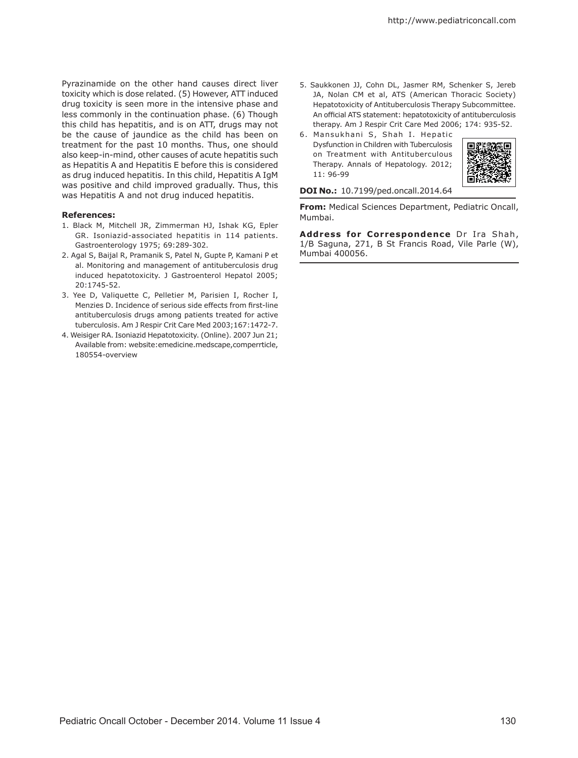Pyrazinamide on the other hand causes direct liver toxicity which is dose related. (5) However, ATT induced drug toxicity is seen more in the intensive phase and less commonly in the continuation phase. (6) Though this child has hepatitis, and is on ATT, drugs may not be the cause of jaundice as the child has been on treatment for the past 10 months. Thus, one should also keep-in-mind, other causes of acute hepatitis such as Hepatitis A and Hepatitis E before this is considered as drug induced hepatitis. In this child, Hepatitis A IgM was positive and child improved gradually. Thus, this was Hepatitis A and not drug induced hepatitis.

**References:**

1. Black M, Mitchell JR, Zimmerman HJ, Ishak KG, Epler GR. Isoniazid-associated hepatitis in 114 patients. Gastroenterology 1975; 69:289-302.
2. Agal S, Baijal R, Pramanik S, Patel N, Gupte P, Kamani P et al. Monitoring and management of antituberculosis drug induced hepatotoxicity. J Gastroenterol Hepatol 2005; 20:1745-52.
3. Yee D, Valiquette C, Pelletier M, Parisien I, Rocher I, Menzies D. Incidence of serious side effects from first-line antituberculosis drugs among patients treated for active tuberculosis. Am J Respir Crit Care Med 2003;167:1472-7.
4. Weisiger RA. Isoniazid Hepatotoxicity. (Online). 2007 Jun 21; Available from: website:emedicine.medscape,comperrticle, 180554-overview
5. Saukkonen JJ, Cohn DL, Jasmer RM, Schenker S, Jereb JA, Nolan CM et al, ATS (American Thoracic Society) Hepatotoxicity of Antituberculosis Therapy Subcommittee. An official ATS statement: hepatotoxicity of antituberculosis therapy. Am J Respir Crit Care Med 2006; 174: 935-52.
6. Mansukhani S, Shah I. Hepatic Dysfunction in Children with Tuberculosis on Treatment with Antituberculous Therapy. Annals of Hepatology. 2012; 11: 96-99

**DOI No.:** 10.7199/ped.oncall.2014.64

**From:** Medical Sciences Department, Pediatric Oncall, Mumbai.

**Address for Correspondence** Dr Ira Shah, 1/B Saguna, 271, B St Francis Road, Vile Parle (W), Mumbai 400056.